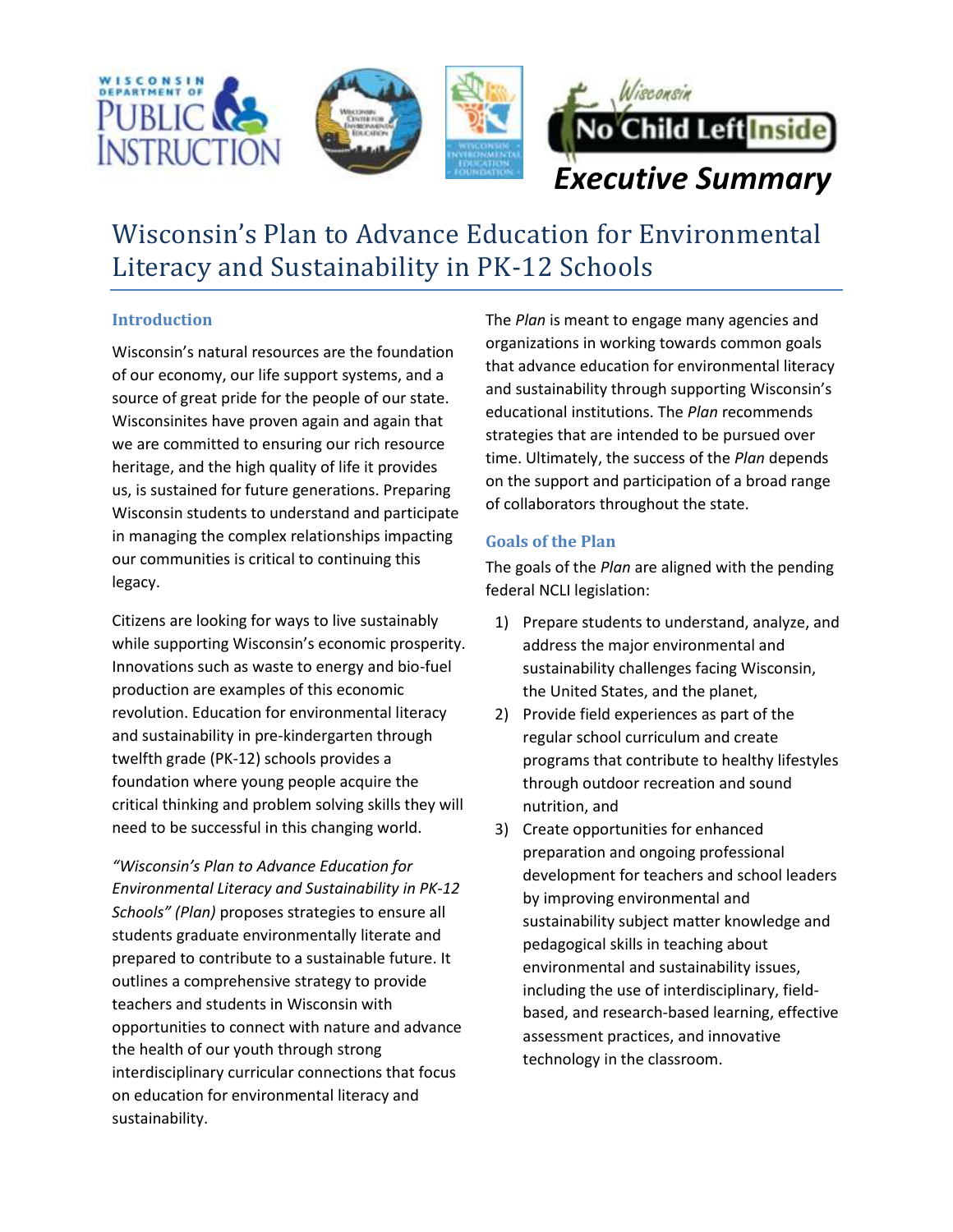Executive Summary

# Wisconsin's Plan to Advance Education for Environmental Literacy and Sustainability in PK-12 Schools

## Introduction

Wisconsin's natural resources are the foundation of our economy, our life support systems, and a source of great pride for the people of our state. Wisconsinites have proven again and again that we are committed to ensuring our rich resource heritage, and the high quality of life it provides us, is sustained for future generations. Preparing Wisconsin students to understand and participate in managing the complex relationships impacting our communities is critical to continuing this legacy.

Citizens are looking for ways to live sustainably while supporting Wisconsin's economic prosperity. Innovations such as waste to energy and bio-fuel production are examples of this economic revolution. Education for environmental literacy and sustainability in pre-kindergarten through twelfth grade (PK-12) schools provides a foundation where young people acquire the critical thinking and problem solving skills they will need to be successful in this changing world.

*"Wisconsin's Plan to Advance Education for Environmental Literacy and Sustainability in PK-12 Schools" (Plan)* proposes strategies to ensure all students graduate environmentally literate and prepared to contribute to a sustainable future. It outlines a comprehensive strategy to provide teachers and students in Wisconsin with opportunities to connect with nature and advance the health of our youth through strong interdisciplinary curricular connections that focus on education for environmental literacy and sustainability.

The *Plan* is meant to engage many agencies and organizations in working towards common goals that advance education for environmental literacy and sustainability through supporting Wisconsin's educational institutions. The *Plan* recommends strategies that are intended to be pursued over time. Ultimately, the success of the *Plan* depends on the support and participation of a broad range of collaborators throughout the state.

## Goals of the Plan

The goals of the *Plan* are aligned with the pending federal NCLI legislation:

1) Prepare students to understand, analyze, and address the major environmental and sustainability challenges facing Wisconsin, the United States, and the planet,
2) Provide field experiences as part of the regular school curriculum and create programs that contribute to healthy lifestyles through outdoor recreation and sound nutrition, and
3) Create opportunities for enhanced preparation and ongoing professional development for teachers and school leaders by improving environmental and sustainability subject matter knowledge and pedagogical skills in teaching about environmental and sustainability issues, including the use of interdisciplinary, field-based, and research-based learning, effective assessment practices, and innovative technology in the classroom.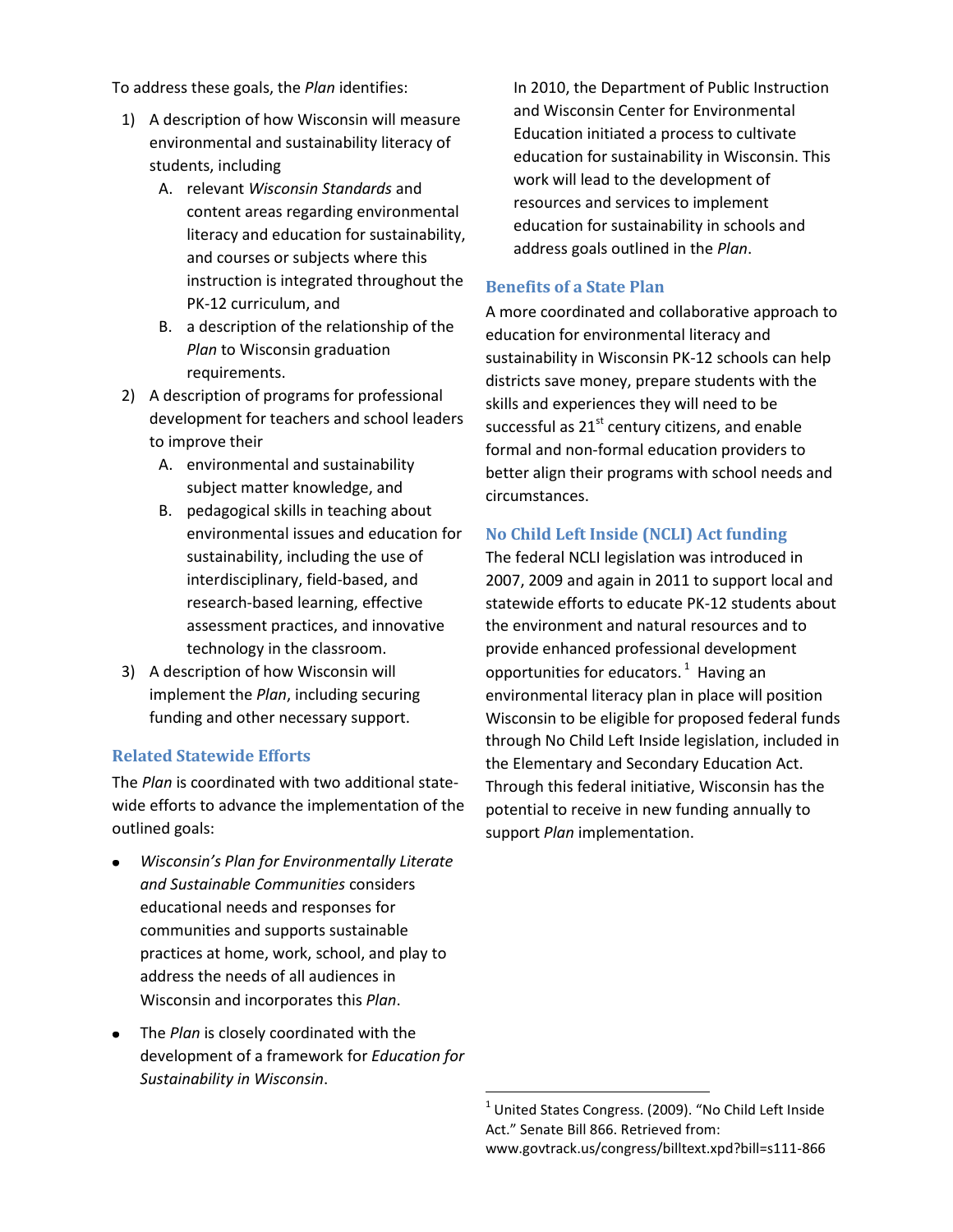To address these goals, the *Plan* identifies:

1) A description of how Wisconsin will measure environmental and sustainability literacy of students, including
   A. relevant *Wisconsin Standards* and content areas regarding environmental literacy and education for sustainability, and courses or subjects where this instruction is integrated throughout the PK-12 curriculum, and
   B. a description of the relationship of the *Plan* to Wisconsin graduation requirements.
2) A description of programs for professional development for teachers and school leaders to improve their
   A. environmental and sustainability subject matter knowledge, and
   B. pedagogical skills in teaching about environmental issues and education for sustainability, including the use of interdisciplinary, field-based, and research-based learning, effective assessment practices, and innovative technology in the classroom.
3) A description of how Wisconsin will implement the *Plan*, including securing funding and other necessary support.

## Related Statewide Efforts

The *Plan* is coordinated with two additional state-wide efforts to advance the implementation of the outlined goals:

- *Wisconsin's Plan for Environmentally Literate and Sustainable Communities* considers educational needs and responses for communities and supports sustainable practices at home, work, school, and play to address the needs of all audiences in Wisconsin and incorporates this *Plan*.
- The *Plan* is closely coordinated with the development of a framework for *Education for Sustainability in Wisconsin*.

In 2010, the Department of Public Instruction and Wisconsin Center for Environmental Education initiated a process to cultivate education for sustainability in Wisconsin. This work will lead to the development of resources and services to implement education for sustainability in schools and address goals outlined in the *Plan*.

## Benefits of a State Plan

A more coordinated and collaborative approach to education for environmental literacy and sustainability in Wisconsin PK-12 schools can help districts save money, prepare students with the skills and experiences they will need to be successful as 21st century citizens, and enable formal and non-formal education providers to better align their programs with school needs and circumstances.

## No Child Left Inside (NCLI) Act funding

The federal NCLI legislation was introduced in 2007, 2009 and again in 2011 to support local and statewide efforts to educate PK-12 students about the environment and natural resources and to provide enhanced professional development opportunities for educators.[1] Having an environmental literacy plan in place will position Wisconsin to be eligible for proposed federal funds through No Child Left Inside legislation, included in the Elementary and Secondary Education Act. Through this federal initiative, Wisconsin has the potential to receive in new funding annually to support *Plan* implementation.

[1] United States Congress. (2009). "No Child Left Inside Act." Senate Bill 866. Retrieved from: www.govtrack.us/congress/billtext.xpd?bill=s111-866